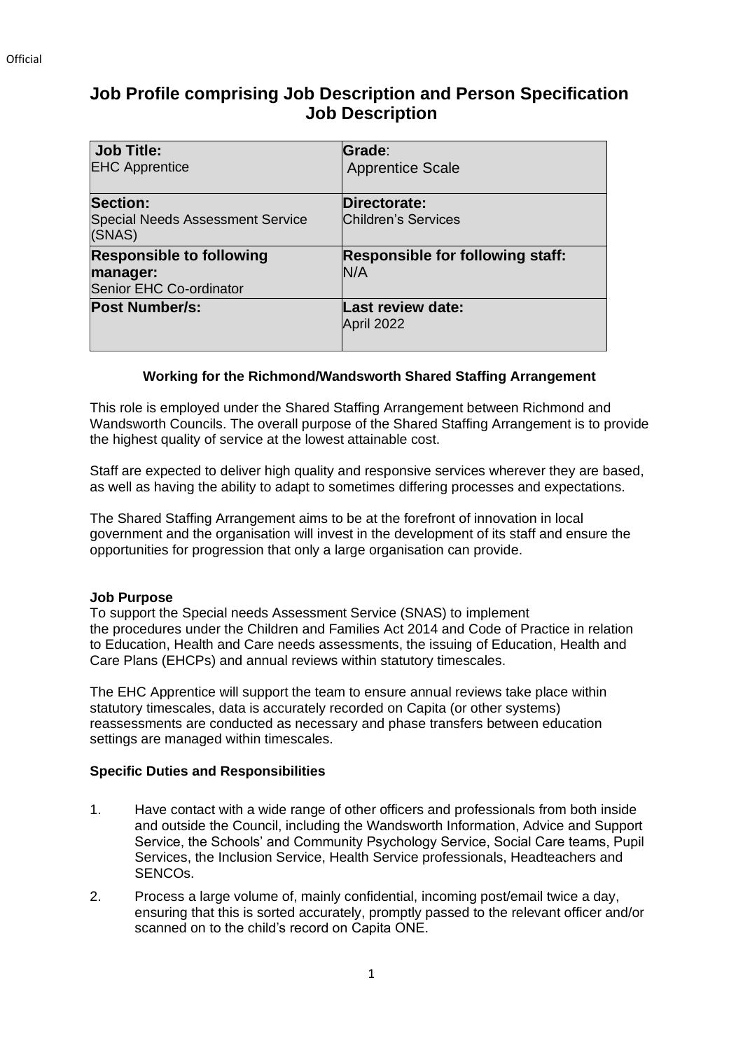# Job Profile comprising Job Description and Person Specification
## Job Description

| **Job Title:**<br>EHC Apprentice | **Grade**:<br>Apprentice Scale |
|---|---|
| **Section:**<br>Special Needs Assessment Service (SNAS) | **Directorate:**<br>Children's Services |
| **Responsible to following manager:**<br>Senior EHC Co-ordinator | **Responsible for following staff:**<br>N/A |
| **Post Number/s:** | **Last review date:**<br>April 2022 |

**Working for the Richmond/Wandsworth Shared Staffing Arrangement**

This role is employed under the Shared Staffing Arrangement between Richmond and Wandsworth Councils. The overall purpose of the Shared Staffing Arrangement is to provide the highest quality of service at the lowest attainable cost.

Staff are expected to deliver high quality and responsive services wherever they are based, as well as having the ability to adapt to sometimes differing processes and expectations.

The Shared Staffing Arrangement aims to be at the forefront of innovation in local government and the organisation will invest in the development of its staff and ensure the opportunities for progression that only a large organisation can provide.

**Job Purpose**

To support the Special needs Assessment Service (SNAS) to implement the procedures under the Children and Families Act 2014 and Code of Practice in relation to Education, Health and Care needs assessments, the issuing of Education, Health and Care Plans (EHCPs) and annual reviews within statutory timescales.

The EHC Apprentice will support the team to ensure annual reviews take place within statutory timescales, data is accurately recorded on Capita (or other systems) reassessments are conducted as necessary and phase transfers between education settings are managed within timescales.

**Specific Duties and Responsibilities**

1. Have contact with a wide range of other officers and professionals from both inside and outside the Council, including the Wandsworth Information, Advice and Support Service, the Schools' and Community Psychology Service, Social Care teams, Pupil Services, the Inclusion Service, Health Service professionals, Headteachers and SENCOs.
2. Process a large volume of, mainly confidential, incoming post/email twice a day, ensuring that this is sorted accurately, promptly passed to the relevant officer and/or scanned on to the child's record on Capita ONE.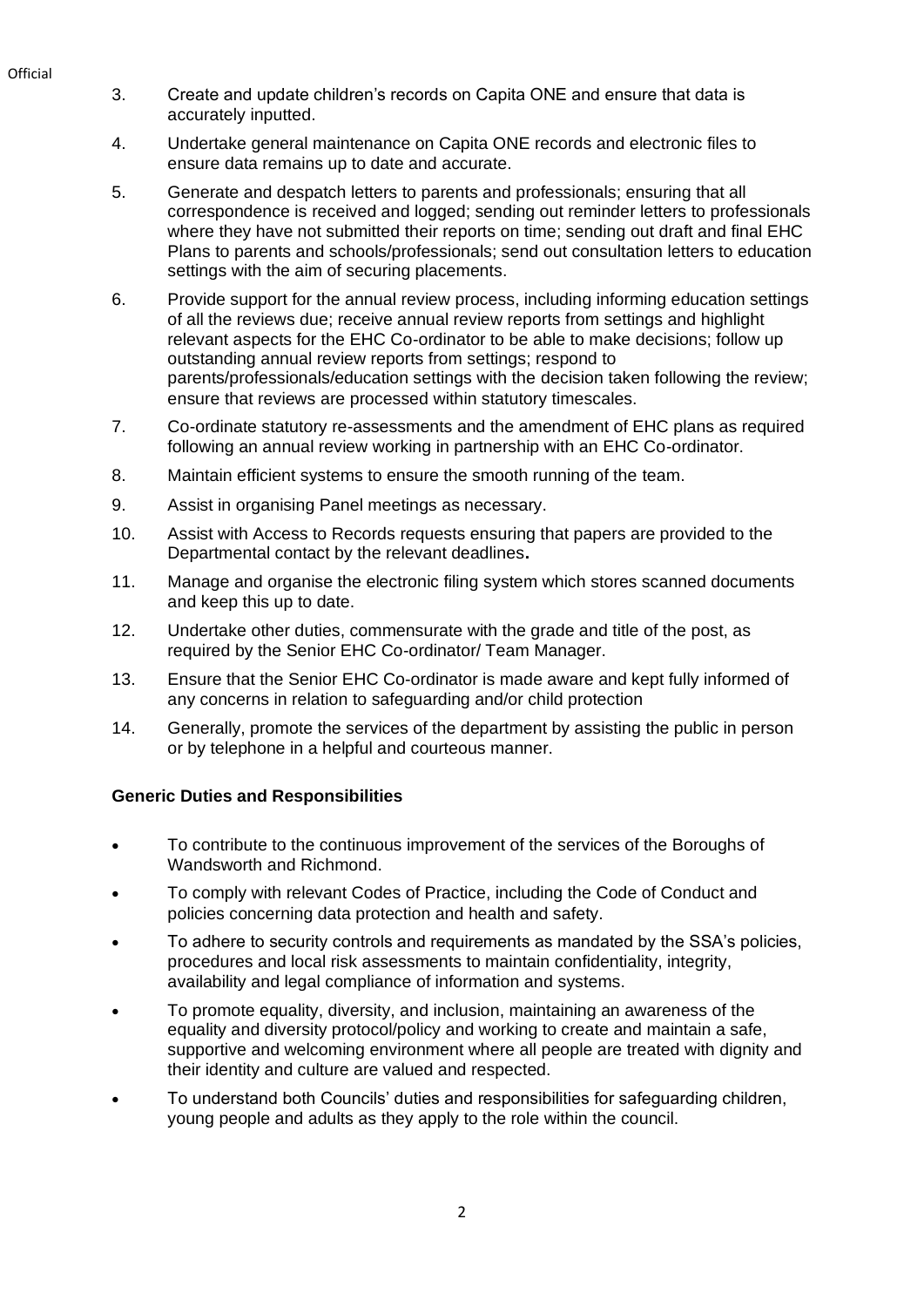3. Create and update children's records on Capita ONE and ensure that data is accurately inputted.
4. Undertake general maintenance on Capita ONE records and electronic files to ensure data remains up to date and accurate.
5. Generate and despatch letters to parents and professionals; ensuring that all correspondence is received and logged; sending out reminder letters to professionals where they have not submitted their reports on time; sending out draft and final EHC Plans to parents and schools/professionals; send out consultation letters to education settings with the aim of securing placements.
6. Provide support for the annual review process, including informing education settings of all the reviews due; receive annual review reports from settings and highlight relevant aspects for the EHC Co-ordinator to be able to make decisions; follow up outstanding annual review reports from settings; respond to parents/professionals/education settings with the decision taken following the review; ensure that reviews are processed within statutory timescales.
7. Co-ordinate statutory re-assessments and the amendment of EHC plans as required following an annual review working in partnership with an EHC Co-ordinator.
8. Maintain efficient systems to ensure the smooth running of the team.
9. Assist in organising Panel meetings as necessary.
10. Assist with Access to Records requests ensuring that papers are provided to the Departmental contact by the relevant deadlines**.**
11. Manage and organise the electronic filing system which stores scanned documents and keep this up to date.
12. Undertake other duties, commensurate with the grade and title of the post, as required by the Senior EHC Co-ordinator/ Team Manager.
13. Ensure that the Senior EHC Co-ordinator is made aware and kept fully informed of any concerns in relation to safeguarding and/or child protection
14. Generally, promote the services of the department by assisting the public in person or by telephone in a helpful and courteous manner.

**Generic Duties and Responsibilities**

- To contribute to the continuous improvement of the services of the Boroughs of Wandsworth and Richmond.
- To comply with relevant Codes of Practice, including the Code of Conduct and policies concerning data protection and health and safety.
- To adhere to security controls and requirements as mandated by the SSA's policies, procedures and local risk assessments to maintain confidentiality, integrity, availability and legal compliance of information and systems.
- To promote equality, diversity, and inclusion, maintaining an awareness of the equality and diversity protocol/policy and working to create and maintain a safe, supportive and welcoming environment where all people are treated with dignity and their identity and culture are valued and respected.
- To understand both Councils' duties and responsibilities for safeguarding children, young people and adults as they apply to the role within the council.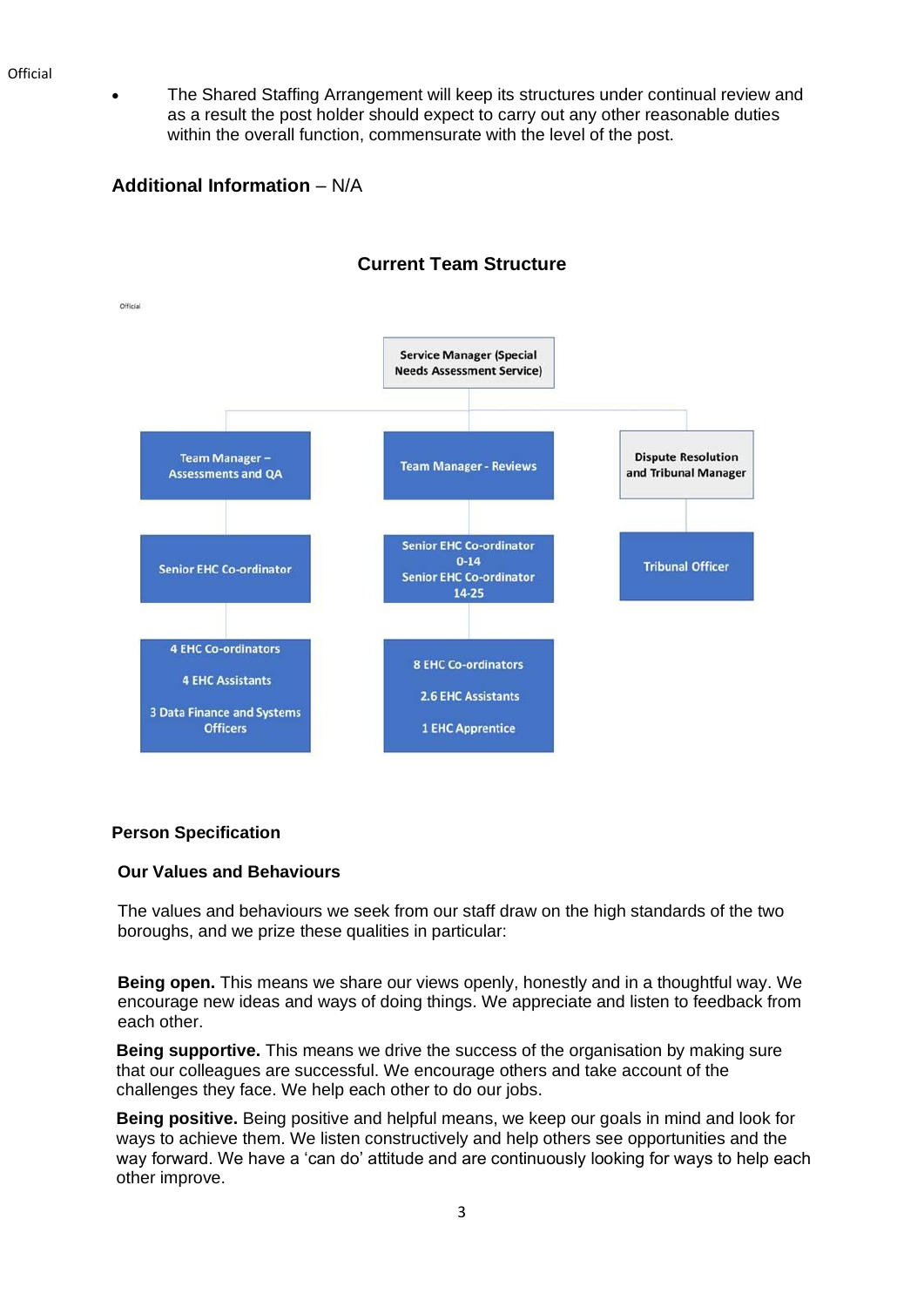- The Shared Staffing Arrangement will keep its structures under continual review and as a result the post holder should expect to carry out any other reasonable duties within the overall function, commensurate with the level of the post.

**Additional Information** – N/A

## Current Team Structure

- Service Manager (Special Needs Assessment Service)
  - Team Manager – Assessments and QA
    - Senior EHC Co-ordinator
      - 4 EHC Co-ordinators
      - 4 EHC Assistants
      - 3 Data Finance and Systems Officers
  - Team Manager - Reviews
    - Senior EHC Co-ordinator 0-14
    - Senior EHC Co-ordinator 14-25
      - 8 EHC Co-ordinators
      - 2.6 EHC Assistants
      - 1 EHC Apprentice
  - Dispute Resolution and Tribunal Manager
    - Tribunal Officer

## Person Specification

### Our Values and Behaviours

The values and behaviours we seek from our staff draw on the high standards of the two boroughs, and we prize these qualities in particular:

**Being open.** This means we share our views openly, honestly and in a thoughtful way. We encourage new ideas and ways of doing things. We appreciate and listen to feedback from each other.

**Being supportive.** This means we drive the success of the organisation by making sure that our colleagues are successful. We encourage others and take account of the challenges they face. We help each other to do our jobs.

**Being positive.** Being positive and helpful means, we keep our goals in mind and look for ways to achieve them. We listen constructively and help others see opportunities and the way forward. We have a 'can do' attitude and are continuously looking for ways to help each other improve.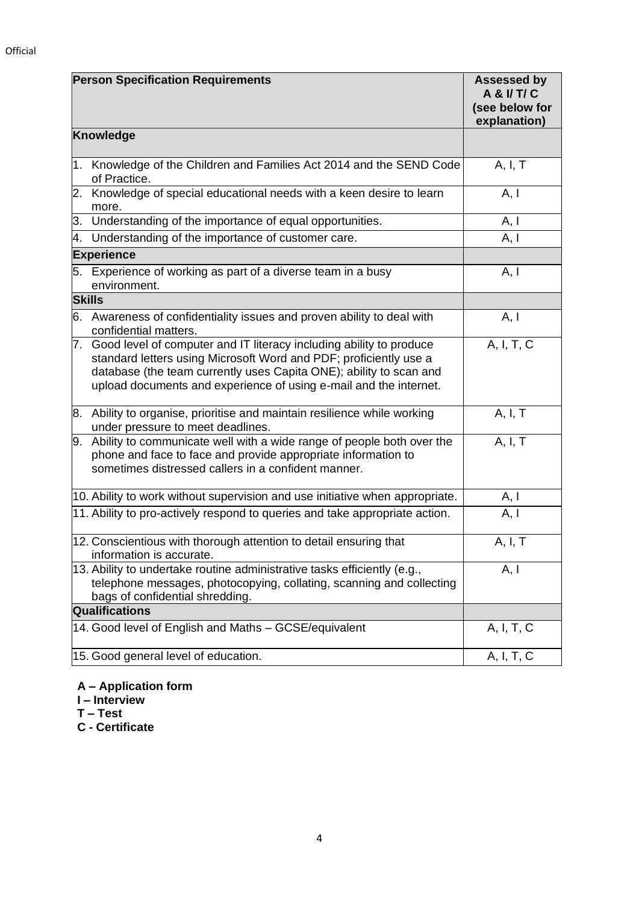Official

| Person Specification Requirements | Assessed by A & I/ T/ C (see below for explanation) |
|---|---|
| **Knowledge** | |
| 1. Knowledge of the Children and Families Act 2014 and the SEND Code of Practice. | A, I, T |
| 2. Knowledge of special educational needs with a keen desire to learn more. | A, I |
| 3. Understanding of the importance of equal opportunities. | A, I |
| 4. Understanding of the importance of customer care. | A, I |
| **Experience** | |
| 5. Experience of working as part of a diverse team in a busy environment. | A, I |
| **Skills** | |
| 6. Awareness of confidentiality issues and proven ability to deal with confidential matters. | A, I |
| 7. Good level of computer and IT literacy including ability to produce standard letters using Microsoft Word and PDF; proficiently use a database (the team currently uses Capita ONE); ability to scan and upload documents and experience of using e-mail and the internet. | A, I, T, C |
| 8. Ability to organise, prioritise and maintain resilience while working under pressure to meet deadlines. | A, I, T |
| 9. Ability to communicate well with a wide range of people both over the phone and face to face and provide appropriate information to sometimes distressed callers in a confident manner. | A, I, T |
| 10. Ability to work without supervision and use initiative when appropriate. | A, I |
| 11. Ability to pro-actively respond to queries and take appropriate action. | A, I |
| 12. Conscientious with thorough attention to detail ensuring that information is accurate. | A, I, T |
| 13. Ability to undertake routine administrative tasks efficiently (e.g., telephone messages, photocopying, collating, scanning and collecting bags of confidential shredding. | A, I |
| **Qualifications** | |
| 14. Good level of English and Maths – GCSE/equivalent | A, I, T, C |
| 15. Good general level of education. | A, I, T, C |

**A – Application form**
**I – Interview**
**T – Test**
**C - Certificate**